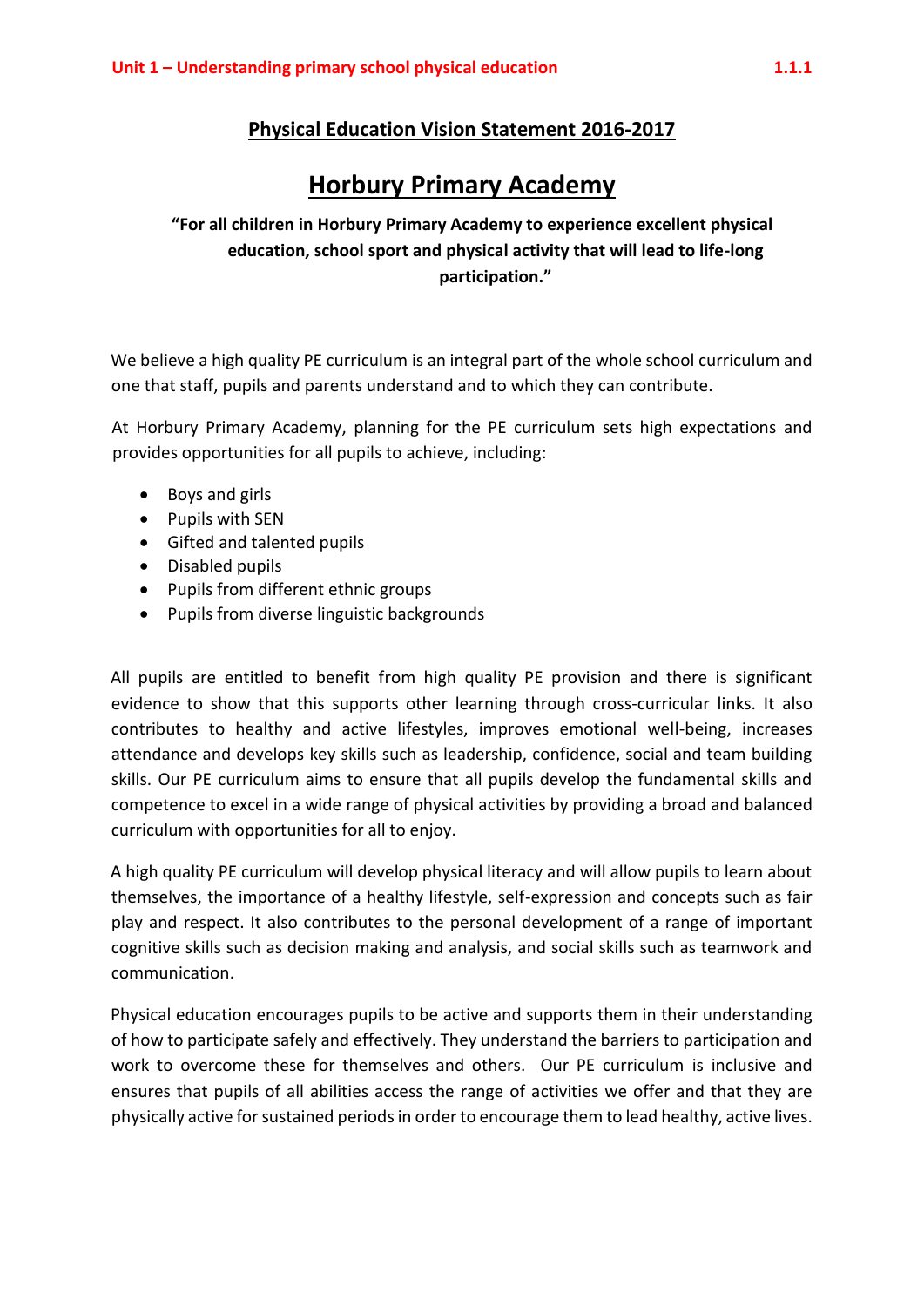## Physical Education Vision Statement 2016-2017

# Horbury Primary Academy

**"For all children in Horbury Primary Academy to experience excellent physical education, school sport and physical activity that will lead to life-long participation."**

We believe a high quality PE curriculum is an integral part of the whole school curriculum and one that staff, pupils and parents understand and to which they can contribute.

At Horbury Primary Academy, planning for the PE curriculum sets high expectations and provides opportunities for all pupils to achieve, including:

- Boys and girls
- Pupils with SEN
- Gifted and talented pupils
- Disabled pupils
- Pupils from different ethnic groups
- Pupils from diverse linguistic backgrounds

All pupils are entitled to benefit from high quality PE provision and there is significant evidence to show that this supports other learning through cross-curricular links. It also contributes to healthy and active lifestyles, improves emotional well-being, increases attendance and develops key skills such as leadership, confidence, social and team building skills. Our PE curriculum aims to ensure that all pupils develop the fundamental skills and competence to excel in a wide range of physical activities by providing a broad and balanced curriculum with opportunities for all to enjoy.

A high quality PE curriculum will develop physical literacy and will allow pupils to learn about themselves, the importance of a healthy lifestyle, self-expression and concepts such as fair play and respect. It also contributes to the personal development of a range of important cognitive skills such as decision making and analysis, and social skills such as teamwork and communication.

Physical education encourages pupils to be active and supports them in their understanding of how to participate safely and effectively. They understand the barriers to participation and work to overcome these for themselves and others. Our PE curriculum is inclusive and ensures that pupils of all abilities access the range of activities we offer and that they are physically active for sustained periods in order to encourage them to lead healthy, active lives.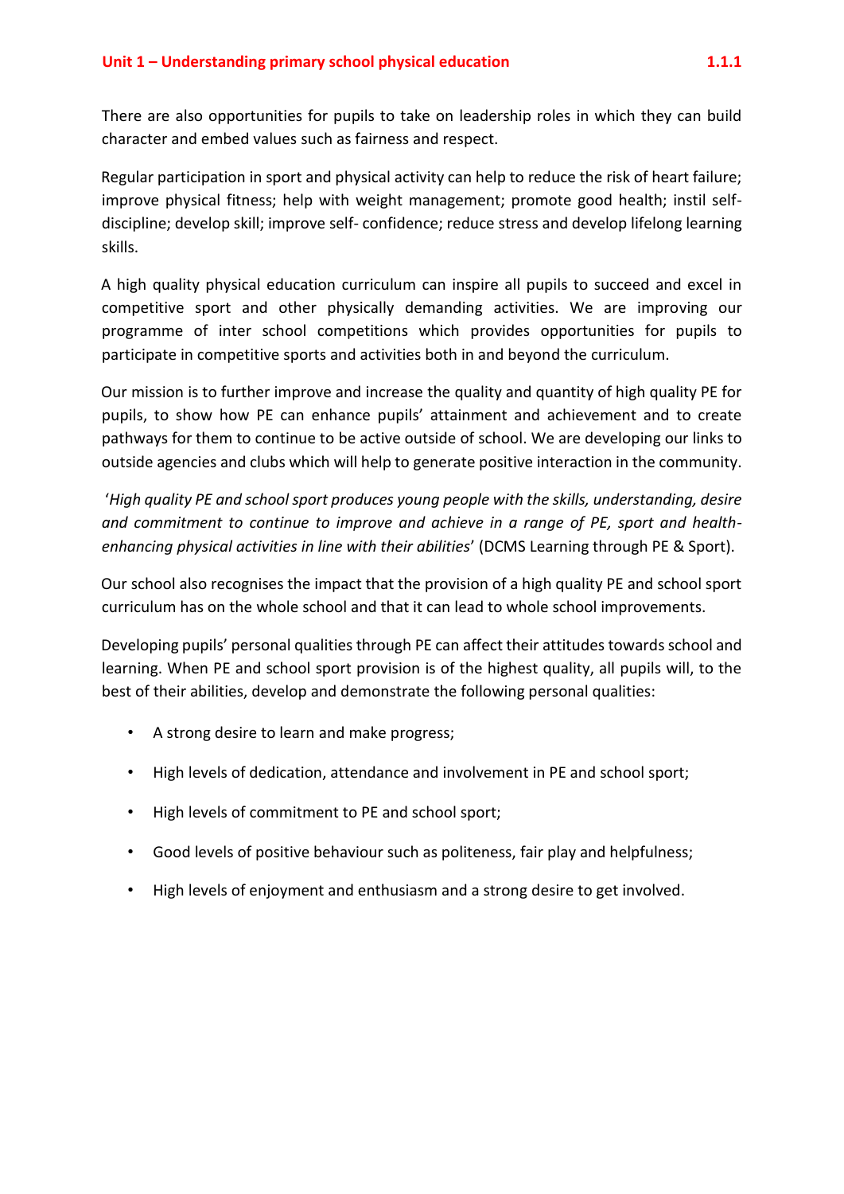There are also opportunities for pupils to take on leadership roles in which they can build character and embed values such as fairness and respect.

Regular participation in sport and physical activity can help to reduce the risk of heart failure; improve physical fitness; help with weight management; promote good health; instil self-discipline; develop skill; improve self- confidence; reduce stress and develop lifelong learning skills.

A high quality physical education curriculum can inspire all pupils to succeed and excel in competitive sport and other physically demanding activities. We are improving our programme of inter school competitions which provides opportunities for pupils to participate in competitive sports and activities both in and beyond the curriculum.

Our mission is to further improve and increase the quality and quantity of high quality PE for pupils, to show how PE can enhance pupils' attainment and achievement and to create pathways for them to continue to be active outside of school. We are developing our links to outside agencies and clubs which will help to generate positive interaction in the community.

'*High quality PE and school sport produces young people with the skills, understanding, desire and commitment to continue to improve and achieve in a range of PE, sport and health-enhancing physical activities in line with their abilities*' (DCMS Learning through PE & Sport).

Our school also recognises the impact that the provision of a high quality PE and school sport curriculum has on the whole school and that it can lead to whole school improvements.

Developing pupils' personal qualities through PE can affect their attitudes towards school and learning. When PE and school sport provision is of the highest quality, all pupils will, to the best of their abilities, develop and demonstrate the following personal qualities:

- A strong desire to learn and make progress;
- High levels of dedication, attendance and involvement in PE and school sport;
- High levels of commitment to PE and school sport;
- Good levels of positive behaviour such as politeness, fair play and helpfulness;
- High levels of enjoyment and enthusiasm and a strong desire to get involved.